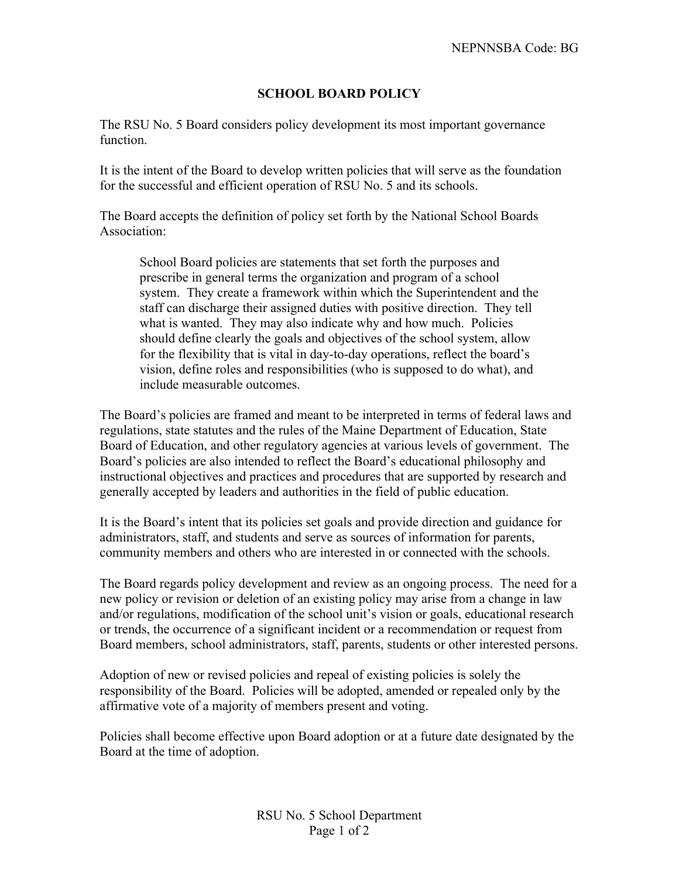NEPNNSBA Code: BG

# SCHOOL BOARD POLICY

The RSU No. 5 Board considers policy development its most important governance function.

It is the intent of the Board to develop written policies that will serve as the foundation for the successful and efficient operation of RSU No. 5 and its schools.

The Board accepts the definition of policy set forth by the National School Boards Association:

> School Board policies are statements that set forth the purposes and prescribe in general terms the organization and program of a school system. They create a framework within which the Superintendent and the staff can discharge their assigned duties with positive direction. They tell what is wanted. They may also indicate why and how much. Policies should define clearly the goals and objectives of the school system, allow for the flexibility that is vital in day-to-day operations, reflect the board's vision, define roles and responsibilities (who is supposed to do what), and include measurable outcomes.

The Board's policies are framed and meant to be interpreted in terms of federal laws and regulations, state statutes and the rules of the Maine Department of Education, State Board of Education, and other regulatory agencies at various levels of government. The Board's policies are also intended to reflect the Board's educational philosophy and instructional objectives and practices and procedures that are supported by research and generally accepted by leaders and authorities in the field of public education.

It is the Board's intent that its policies set goals and provide direction and guidance for administrators, staff, and students and serve as sources of information for parents, community members and others who are interested in or connected with the schools.

The Board regards policy development and review as an ongoing process. The need for a new policy or revision or deletion of an existing policy may arise from a change in law and/or regulations, modification of the school unit's vision or goals, educational research or trends, the occurrence of a significant incident or a recommendation or request from Board members, school administrators, staff, parents, students or other interested persons.

Adoption of new or revised policies and repeal of existing policies is solely the responsibility of the Board. Policies will be adopted, amended or repealed only by the affirmative vote of a majority of members present and voting.

Policies shall become effective upon Board adoption or at a future date designated by the Board at the time of adoption.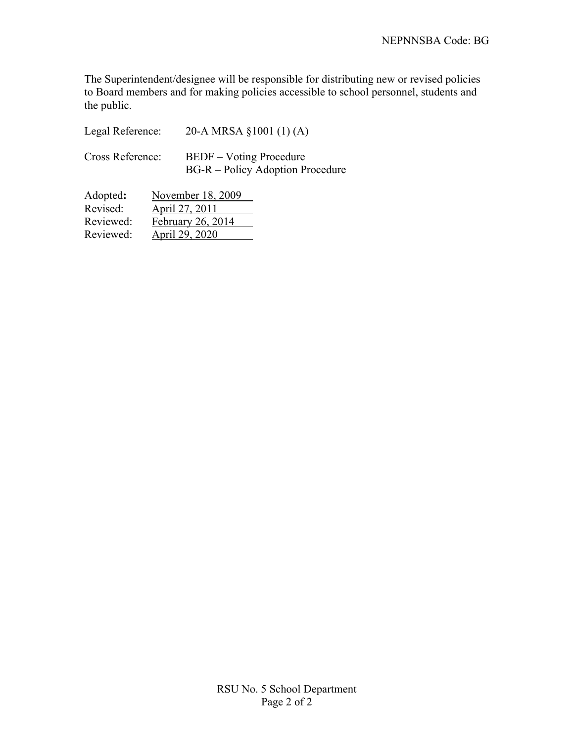The Superintendent/designee will be responsible for distributing new or revised policies to Board members and for making policies accessible to school personnel, students and the public.

Legal Reference: 20-A MRSA §1001 (1) (A)

Cross Reference: BEDF – Voting Procedure
BG-R – Policy Adoption Procedure

Adopted**:** November 18, 2009
Revised: April 27, 2011
Reviewed: February 26, 2014
Reviewed: April 29, 2020